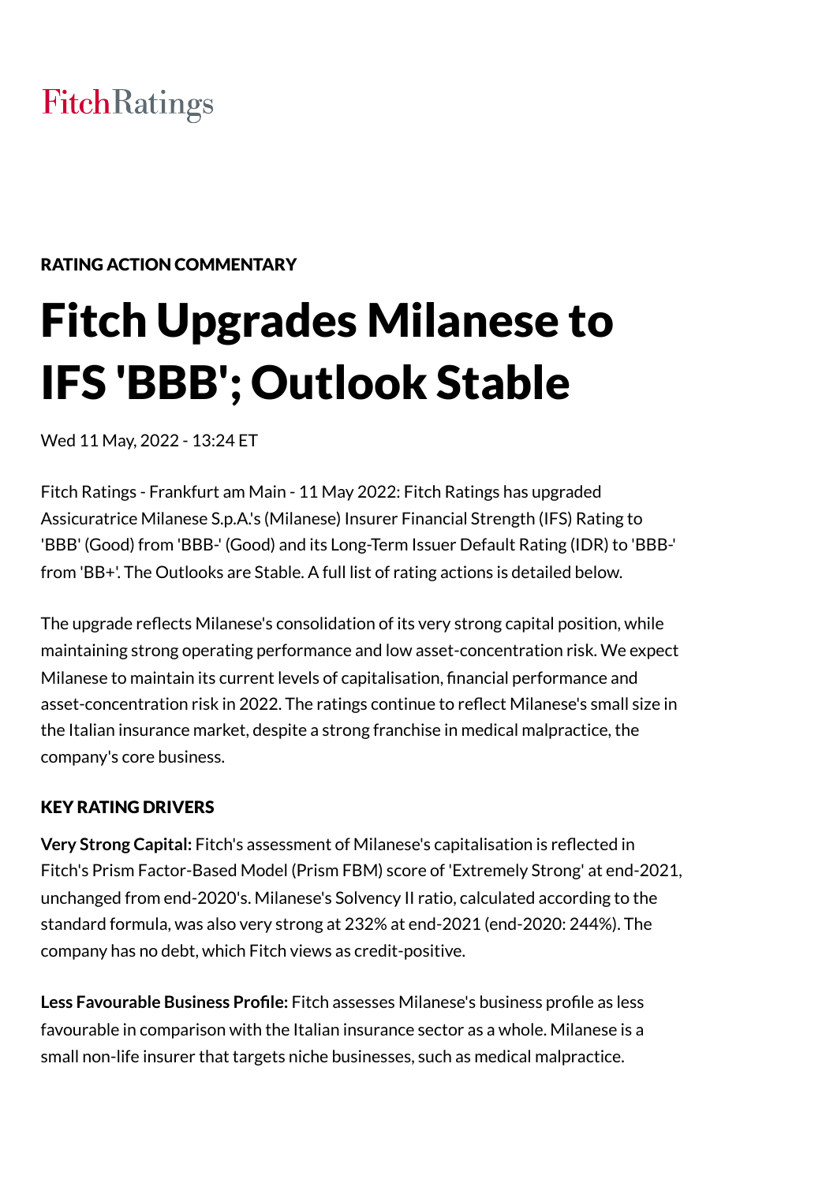FitchRatings

RATING ACTION COMMENTARY

# Fitch Upgrades Milanese to IFS 'BBB'; Outlook Stable

Wed 11 May, 2022 - 13:24 ET

Fitch Ratings - Frankfurt am Main - 11 May 2022: Fitch Ratings has upgraded Assicuratrice Milanese S.p.A.'s (Milanese) Insurer Financial Strength (IFS) Rating to 'BBB' (Good) from 'BBB-' (Good) and its Long-Term Issuer Default Rating (IDR) to 'BBB-' from 'BB+'. The Outlooks are Stable. A full list of rating actions is detailed below.

The upgrade reflects Milanese's consolidation of its very strong capital position, while maintaining strong operating performance and low asset-concentration risk. We expect Milanese to maintain its current levels of capitalisation, financial performance and asset-concentration risk in 2022. The ratings continue to reflect Milanese's small size in the Italian insurance market, despite a strong franchise in medical malpractice, the company's core business.

## KEY RATING DRIVERS

**Very Strong Capital:** Fitch's assessment of Milanese's capitalisation is reflected in Fitch's Prism Factor-Based Model (Prism FBM) score of 'Extremely Strong' at end-2021, unchanged from end-2020's. Milanese's Solvency II ratio, calculated according to the standard formula, was also very strong at 232% at end-2021 (end-2020: 244%). The company has no debt, which Fitch views as credit-positive.

**Less Favourable Business Profile:** Fitch assesses Milanese's business profile as less favourable in comparison with the Italian insurance sector as a whole. Milanese is a small non-life insurer that targets niche businesses, such as medical malpractice.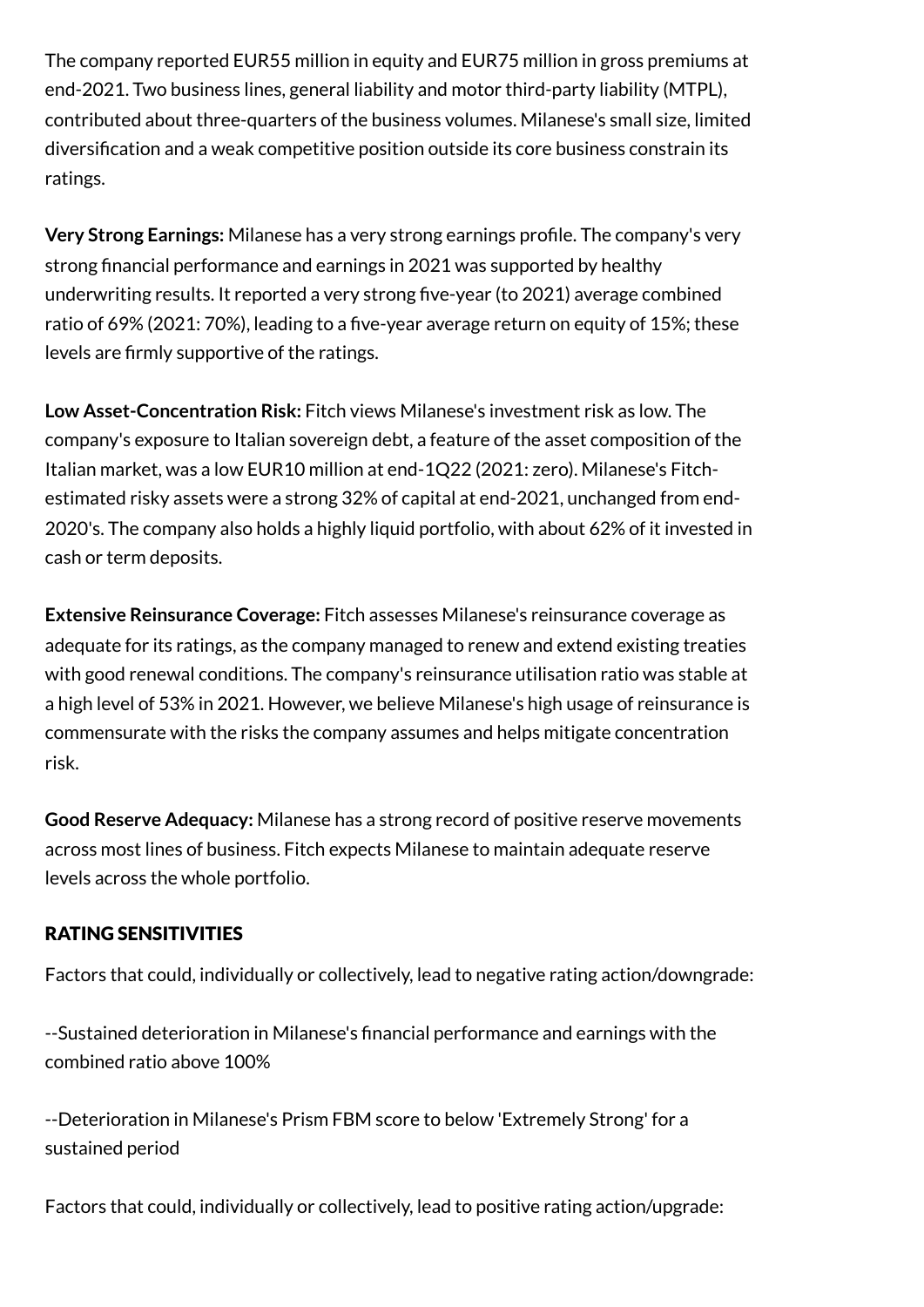The company reported EUR55 million in equity and EUR75 million in gross premiums at end-2021. Two business lines, general liability and motor third-party liability (MTPL), contributed about three-quarters of the business volumes. Milanese's small size, limited diversification and a weak competitive position outside its core business constrain its ratings.

**Very Strong Earnings:** Milanese has a very strong earnings profile. The company's very strong financial performance and earnings in 2021 was supported by healthy underwriting results. It reported a very strong five-year (to 2021) average combined ratio of 69% (2021: 70%), leading to a five-year average return on equity of 15%; these levels are firmly supportive of the ratings.

**Low Asset-Concentration Risk:** Fitch views Milanese's investment risk as low. The company's exposure to Italian sovereign debt, a feature of the asset composition of the Italian market, was a low EUR10 million at end-1Q22 (2021: zero). Milanese's Fitch-estimated risky assets were a strong 32% of capital at end-2021, unchanged from end-2020's. The company also holds a highly liquid portfolio, with about 62% of it invested in cash or term deposits.

**Extensive Reinsurance Coverage:** Fitch assesses Milanese's reinsurance coverage as adequate for its ratings, as the company managed to renew and extend existing treaties with good renewal conditions. The company's reinsurance utilisation ratio was stable at a high level of 53% in 2021. However, we believe Milanese's high usage of reinsurance is commensurate with the risks the company assumes and helps mitigate concentration risk.

**Good Reserve Adequacy:** Milanese has a strong record of positive reserve movements across most lines of business. Fitch expects Milanese to maintain adequate reserve levels across the whole portfolio.

## RATING SENSITIVITIES

Factors that could, individually or collectively, lead to negative rating action/downgrade:

--Sustained deterioration in Milanese's financial performance and earnings with the combined ratio above 100%

--Deterioration in Milanese's Prism FBM score to below 'Extremely Strong' for a sustained period

Factors that could, individually or collectively, lead to positive rating action/upgrade: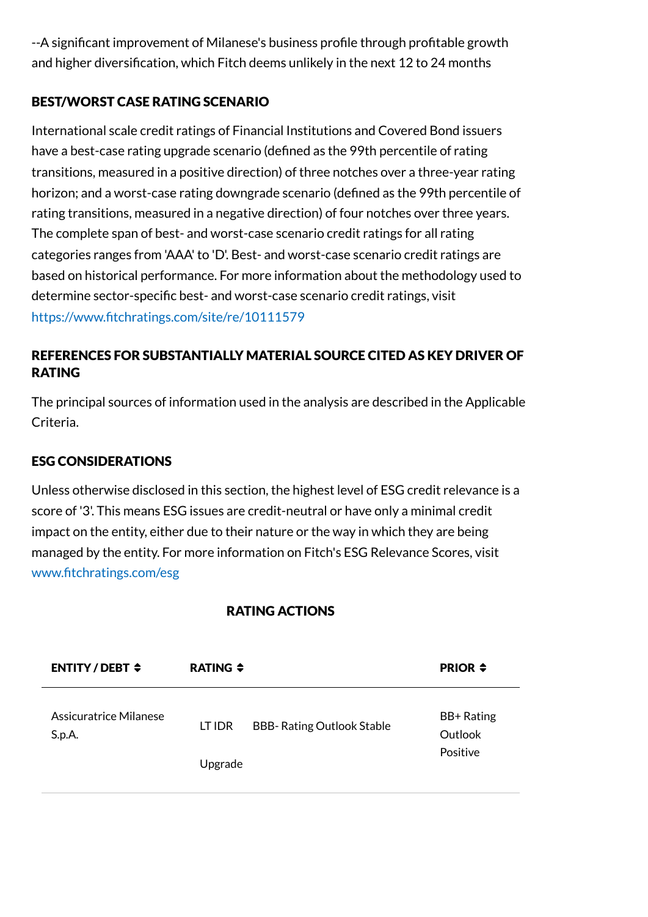--A significant improvement of Milanese's business profile through profitable growth and higher diversification, which Fitch deems unlikely in the next 12 to 24 months

## BEST/WORST CASE RATING SCENARIO

International scale credit ratings of Financial Institutions and Covered Bond issuers have a best-case rating upgrade scenario (defined as the 99th percentile of rating transitions, measured in a positive direction) of three notches over a three-year rating horizon; and a worst-case rating downgrade scenario (defined as the 99th percentile of rating transitions, measured in a negative direction) of four notches over three years. The complete span of best- and worst-case scenario credit ratings for all rating categories ranges from 'AAA' to 'D'. Best- and worst-case scenario credit ratings are based on historical performance. For more information about the methodology used to determine sector-specific best- and worst-case scenario credit ratings, visit https://www.fitchratings.com/site/re/10111579

## REFERENCES FOR SUBSTANTIALLY MATERIAL SOURCE CITED AS KEY DRIVER OF RATING

The principal sources of information used in the analysis are described in the Applicable Criteria.

## ESG CONSIDERATIONS

Unless otherwise disclosed in this section, the highest level of ESG credit relevance is a score of '3'. This means ESG issues are credit-neutral or have only a minimal credit impact on the entity, either due to their nature or the way in which they are being managed by the entity. For more information on Fitch's ESG Relevance Scores, visit www.fitchratings.com/esg

## RATING ACTIONS

| ENTITY / DEBT | RATING | | PRIOR |
|---|---|---|---|
| Assicuratrice Milanese S.p.A. | LT IDR<br>Upgrade | BBB- Rating Outlook Stable | BB+ Rating Outlook Positive |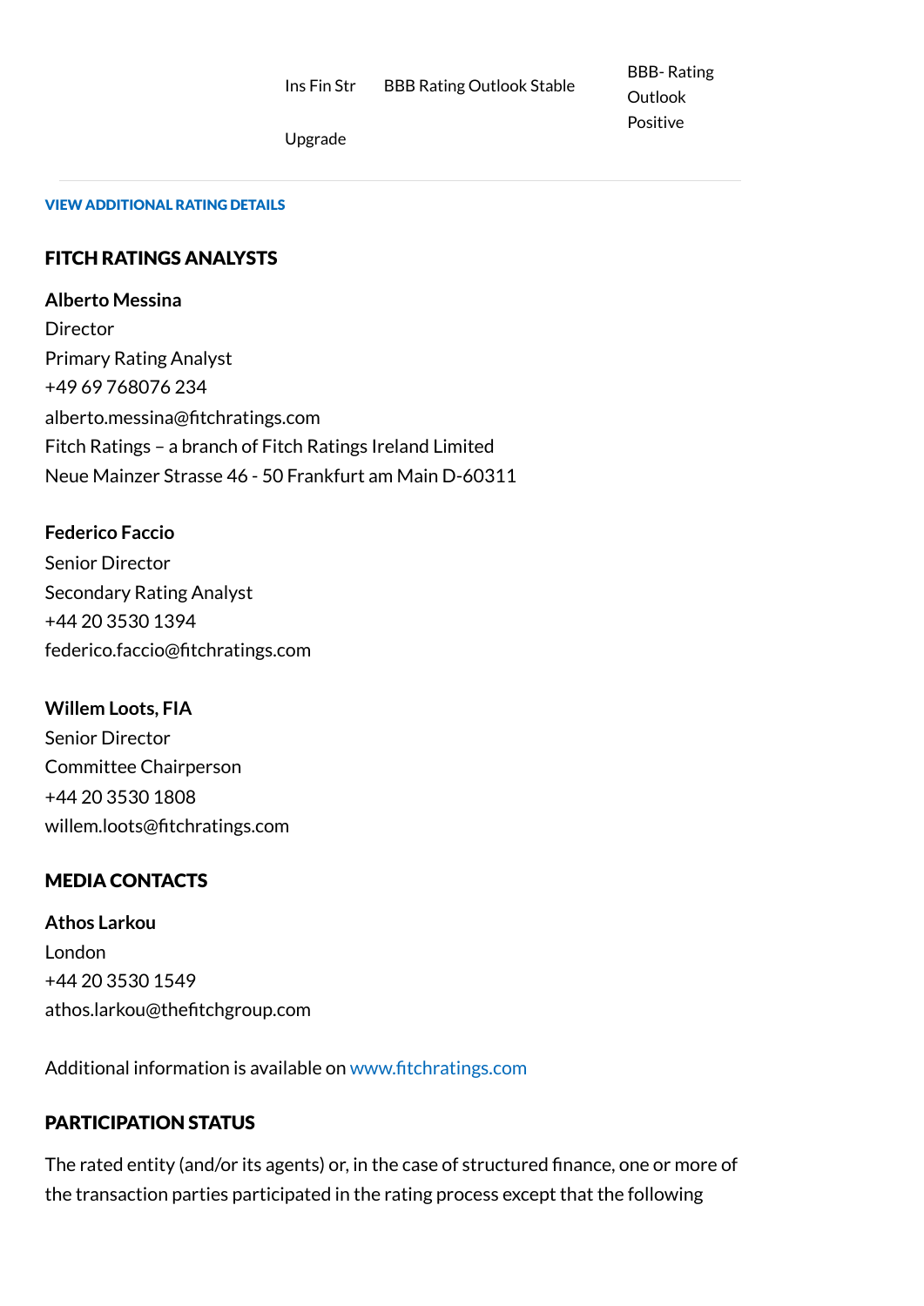| Ins Fin Str | BBB Rating Outlook Stable | BBB- Rating Outlook Positive |
|---|---|---|
| Upgrade | | |

**VIEW ADDITIONAL RATING DETAILS**

## FITCH RATINGS ANALYSTS

**Alberto Messina**
Director
Primary Rating Analyst
+49 69 768076 234
alberto.messina@fitchratings.com
Fitch Ratings – a branch of Fitch Ratings Ireland Limited
Neue Mainzer Strasse 46 - 50 Frankfurt am Main D-60311

**Federico Faccio**
Senior Director
Secondary Rating Analyst
+44 20 3530 1394
federico.faccio@fitchratings.com

**Willem Loots, FIA**
Senior Director
Committee Chairperson
+44 20 3530 1808
willem.loots@fitchratings.com

## MEDIA CONTACTS

**Athos Larkou**
London
+44 20 3530 1549
athos.larkou@thefitchgroup.com

Additional information is available on www.fitchratings.com

## PARTICIPATION STATUS

The rated entity (and/or its agents) or, in the case of structured finance, one or more of the transaction parties participated in the rating process except that the following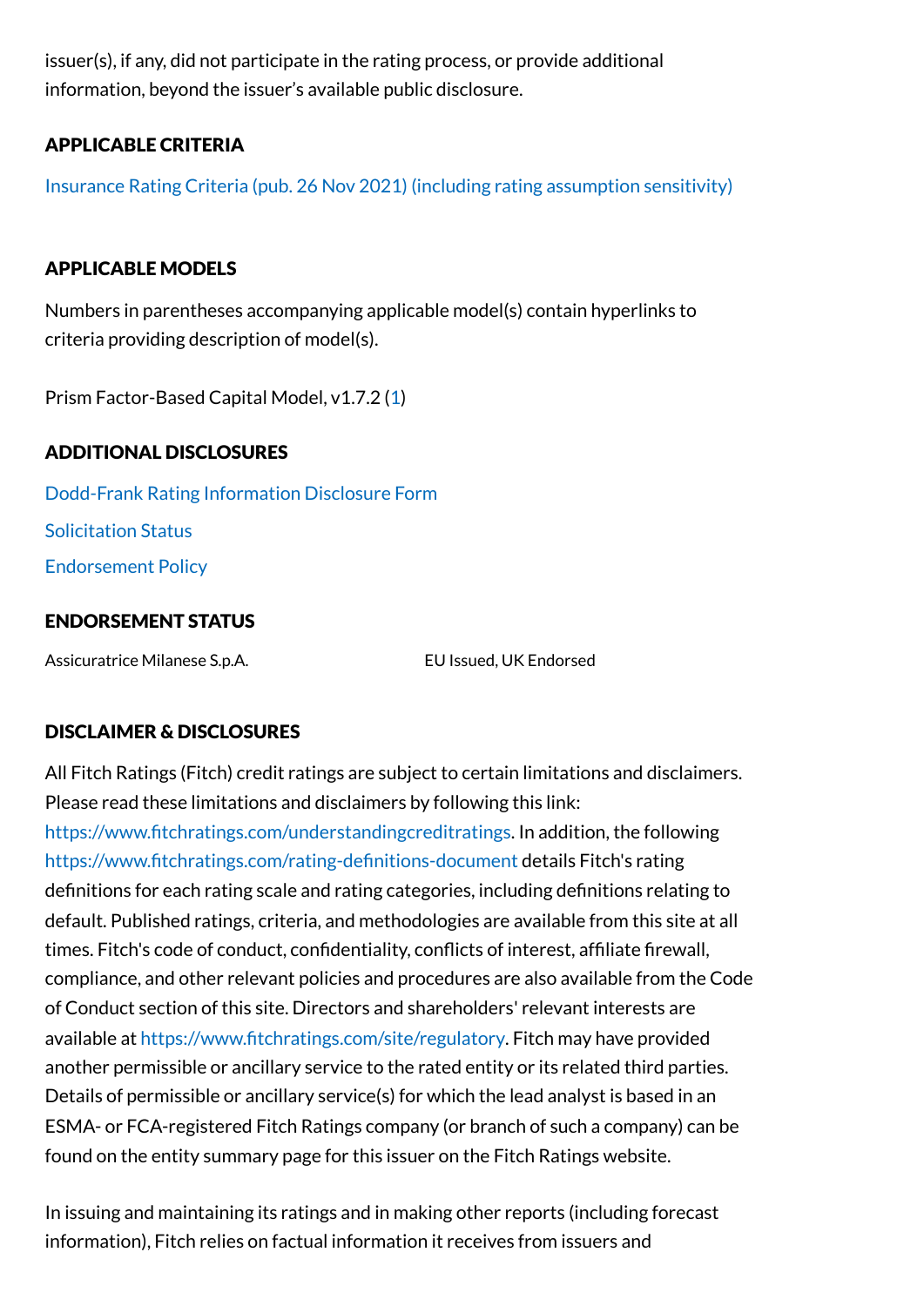issuer(s), if any, did not participate in the rating process, or provide additional information, beyond the issuer's available public disclosure.

## APPLICABLE CRITERIA

Insurance Rating Criteria (pub. 26 Nov 2021) (including rating assumption sensitivity)

## APPLICABLE MODELS

Numbers in parentheses accompanying applicable model(s) contain hyperlinks to criteria providing description of model(s).

Prism Factor-Based Capital Model, v1.7.2 (1)

## ADDITIONAL DISCLOSURES

Dodd-Frank Rating Information Disclosure Form

Solicitation Status

Endorsement Policy

## ENDORSEMENT STATUS

| | |
|---|---|
| Assicuratrice Milanese S.p.A. | EU Issued, UK Endorsed |

## DISCLAIMER & DISCLOSURES

All Fitch Ratings (Fitch) credit ratings are subject to certain limitations and disclaimers. Please read these limitations and disclaimers by following this link: https://www.fitchratings.com/understandingcreditratings. In addition, the following https://www.fitchratings.com/rating-definitions-document details Fitch's rating definitions for each rating scale and rating categories, including definitions relating to default. Published ratings, criteria, and methodologies are available from this site at all times. Fitch's code of conduct, confidentiality, conflicts of interest, affiliate firewall, compliance, and other relevant policies and procedures are also available from the Code of Conduct section of this site. Directors and shareholders' relevant interests are available at https://www.fitchratings.com/site/regulatory. Fitch may have provided another permissible or ancillary service to the rated entity or its related third parties. Details of permissible or ancillary service(s) for which the lead analyst is based in an ESMA- or FCA-registered Fitch Ratings company (or branch of such a company) can be found on the entity summary page for this issuer on the Fitch Ratings website.

In issuing and maintaining its ratings and in making other reports (including forecast information), Fitch relies on factual information it receives from issuers and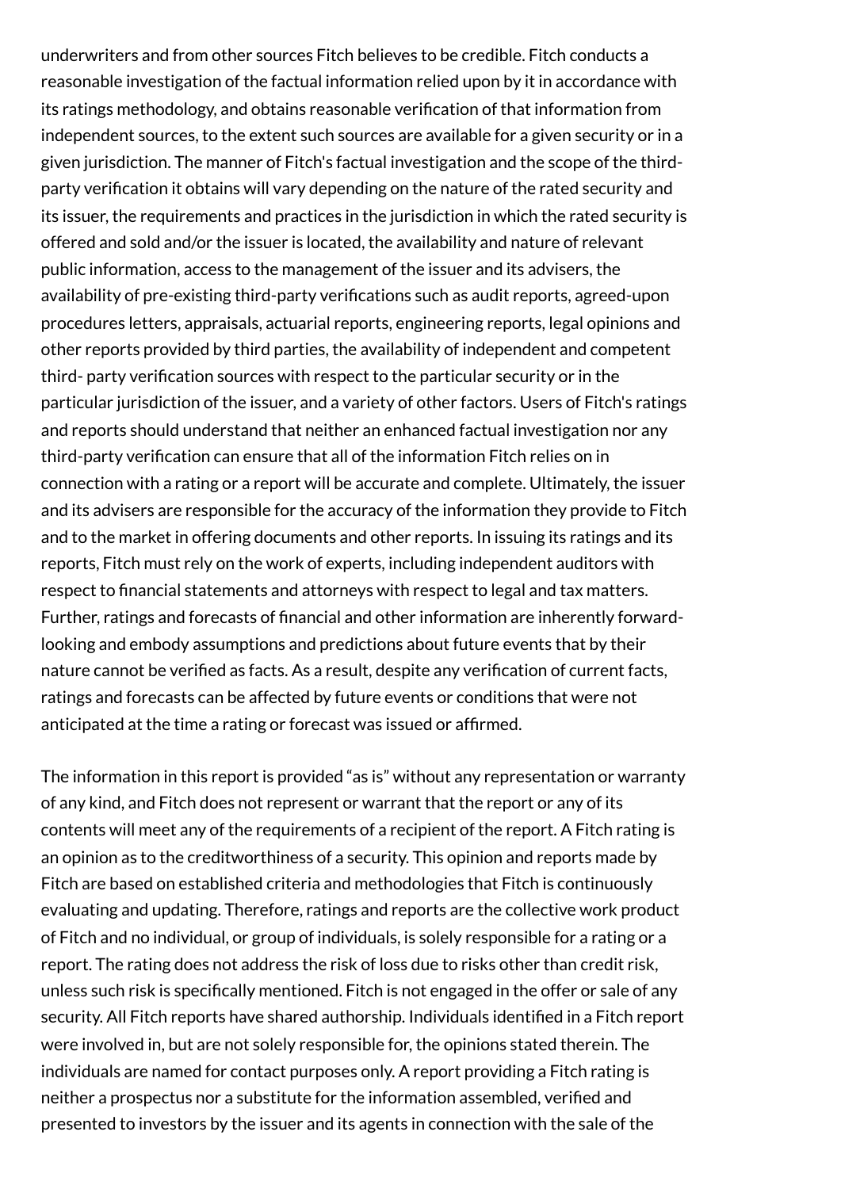underwriters and from other sources Fitch believes to be credible. Fitch conducts a reasonable investigation of the factual information relied upon by it in accordance with its ratings methodology, and obtains reasonable verification of that information from independent sources, to the extent such sources are available for a given security or in a given jurisdiction. The manner of Fitch's factual investigation and the scope of the third-party verification it obtains will vary depending on the nature of the rated security and its issuer, the requirements and practices in the jurisdiction in which the rated security is offered and sold and/or the issuer is located, the availability and nature of relevant public information, access to the management of the issuer and its advisers, the availability of pre-existing third-party verifications such as audit reports, agreed-upon procedures letters, appraisals, actuarial reports, engineering reports, legal opinions and other reports provided by third parties, the availability of independent and competent third- party verification sources with respect to the particular security or in the particular jurisdiction of the issuer, and a variety of other factors. Users of Fitch's ratings and reports should understand that neither an enhanced factual investigation nor any third-party verification can ensure that all of the information Fitch relies on in connection with a rating or a report will be accurate and complete. Ultimately, the issuer and its advisers are responsible for the accuracy of the information they provide to Fitch and to the market in offering documents and other reports. In issuing its ratings and its reports, Fitch must rely on the work of experts, including independent auditors with respect to financial statements and attorneys with respect to legal and tax matters. Further, ratings and forecasts of financial and other information are inherently forward-looking and embody assumptions and predictions about future events that by their nature cannot be verified as facts. As a result, despite any verification of current facts, ratings and forecasts can be affected by future events or conditions that were not anticipated at the time a rating or forecast was issued or affirmed.

The information in this report is provided "as is" without any representation or warranty of any kind, and Fitch does not represent or warrant that the report or any of its contents will meet any of the requirements of a recipient of the report. A Fitch rating is an opinion as to the creditworthiness of a security. This opinion and reports made by Fitch are based on established criteria and methodologies that Fitch is continuously evaluating and updating. Therefore, ratings and reports are the collective work product of Fitch and no individual, or group of individuals, is solely responsible for a rating or a report. The rating does not address the risk of loss due to risks other than credit risk, unless such risk is specifically mentioned. Fitch is not engaged in the offer or sale of any security. All Fitch reports have shared authorship. Individuals identified in a Fitch report were involved in, but are not solely responsible for, the opinions stated therein. The individuals are named for contact purposes only. A report providing a Fitch rating is neither a prospectus nor a substitute for the information assembled, verified and presented to investors by the issuer and its agents in connection with the sale of the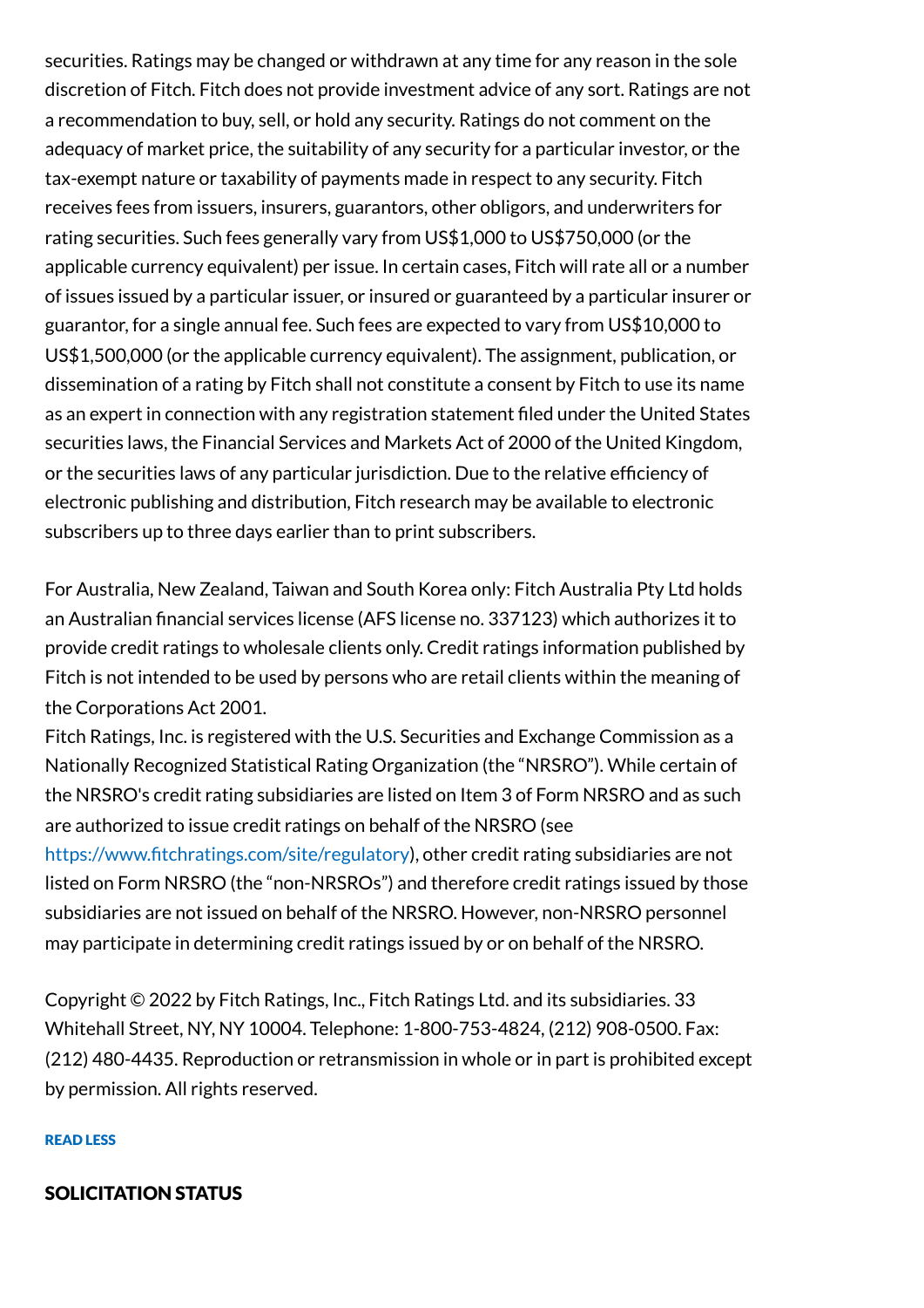securities. Ratings may be changed or withdrawn at any time for any reason in the sole discretion of Fitch. Fitch does not provide investment advice of any sort. Ratings are not a recommendation to buy, sell, or hold any security. Ratings do not comment on the adequacy of market price, the suitability of any security for a particular investor, or the tax-exempt nature or taxability of payments made in respect to any security. Fitch receives fees from issuers, insurers, guarantors, other obligors, and underwriters for rating securities. Such fees generally vary from US$1,000 to US$750,000 (or the applicable currency equivalent) per issue. In certain cases, Fitch will rate all or a number of issues issued by a particular issuer, or insured or guaranteed by a particular insurer or guarantor, for a single annual fee. Such fees are expected to vary from US$10,000 to US$1,500,000 (or the applicable currency equivalent). The assignment, publication, or dissemination of a rating by Fitch shall not constitute a consent by Fitch to use its name as an expert in connection with any registration statement filed under the United States securities laws, the Financial Services and Markets Act of 2000 of the United Kingdom, or the securities laws of any particular jurisdiction. Due to the relative efficiency of electronic publishing and distribution, Fitch research may be available to electronic subscribers up to three days earlier than to print subscribers.

For Australia, New Zealand, Taiwan and South Korea only: Fitch Australia Pty Ltd holds an Australian financial services license (AFS license no. 337123) which authorizes it to provide credit ratings to wholesale clients only. Credit ratings information published by Fitch is not intended to be used by persons who are retail clients within the meaning of the Corporations Act 2001.
Fitch Ratings, Inc. is registered with the U.S. Securities and Exchange Commission as a Nationally Recognized Statistical Rating Organization (the "NRSRO"). While certain of the NRSRO's credit rating subsidiaries are listed on Item 3 of Form NRSRO and as such are authorized to issue credit ratings on behalf of the NRSRO (see https://www.fitchratings.com/site/regulatory), other credit rating subsidiaries are not listed on Form NRSRO (the "non-NRSROs") and therefore credit ratings issued by those subsidiaries are not issued on behalf of the NRSRO. However, non-NRSRO personnel may participate in determining credit ratings issued by or on behalf of the NRSRO.

Copyright © 2022 by Fitch Ratings, Inc., Fitch Ratings Ltd. and its subsidiaries. 33 Whitehall Street, NY, NY 10004. Telephone: 1-800-753-4824, (212) 908-0500. Fax: (212) 480-4435. Reproduction or retransmission in whole or in part is prohibited except by permission. All rights reserved.

READ LESS

## SOLICITATION STATUS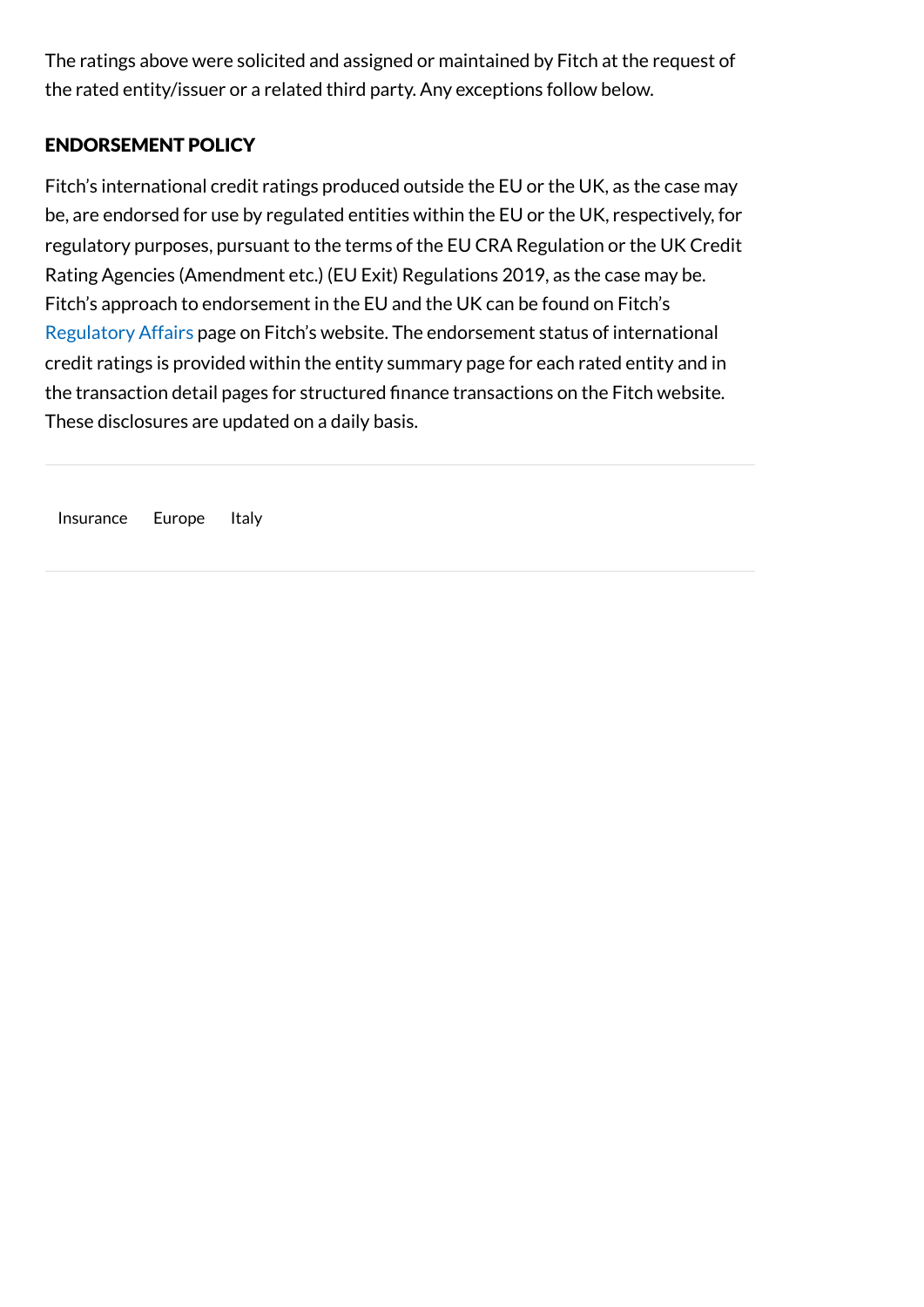The ratings above were solicited and assigned or maintained by Fitch at the request of the rated entity/issuer or a related third party. Any exceptions follow below.

## ENDORSEMENT POLICY

Fitch's international credit ratings produced outside the EU or the UK, as the case may be, are endorsed for use by regulated entities within the EU or the UK, respectively, for regulatory purposes, pursuant to the terms of the EU CRA Regulation or the UK Credit Rating Agencies (Amendment etc.) (EU Exit) Regulations 2019, as the case may be. Fitch's approach to endorsement in the EU and the UK can be found on Fitch's Regulatory Affairs page on Fitch's website. The endorsement status of international credit ratings is provided within the entity summary page for each rated entity and in the transaction detail pages for structured finance transactions on the Fitch website. These disclosures are updated on a daily basis.

Insurance    Europe    Italy